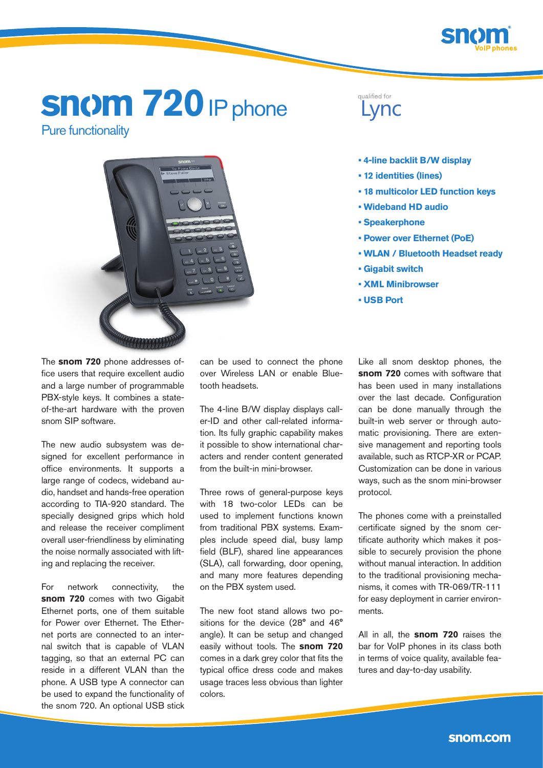# snom 720 IP phone

## Pure functionality

qualified for Lync

- 4-line backlit B/W display
- 12 identities (lines)
- 18 multicolor LED function keys
- Wideband HD audio
- Speakerphone
- Power over Ethernet (PoE)
- WLAN / Bluetooth Headset ready
- Gigabit switch
- XML Minibrowser
- USB Port

The **snom 720** phone addresses office users that require excellent audio and a large number of programmable PBX-style keys. It combines a state-of-the-art hardware with the proven snom SIP software.

The new audio subsystem was designed for excellent performance in office environments. It supports a large range of codecs, wideband audio, handset and hands-free operation according to TIA-920 standard. The specially designed grips which hold and release the receiver compliment overall user-friendliness by eliminating the noise normally associated with lifting and replacing the receiver.

For network connectivity, the **snom 720** comes with two Gigabit Ethernet ports, one of them suitable for Power over Ethernet. The Ethernet ports are connected to an internal switch that is capable of VLAN tagging, so that an external PC can reside in a different VLAN than the phone. A USB type A connector can be used to expand the functionality of the snom 720. An optional USB stick can be used to connect the phone over Wireless LAN or enable Bluetooth headsets.

The 4-line B/W display displays caller-ID and other call-related information. Its fully graphic capability makes it possible to show international characters and render content generated from the built-in mini-browser.

Three rows of general-purpose keys with 18 two-color LEDs can be used to implement functions known from traditional PBX systems. Examples include speed dial, busy lamp field (BLF), shared line appearances (SLA), call forwarding, door opening, and many more features depending on the PBX system used.

The new foot stand allows two positions for the device (28° and 46° angle). It can be setup and changed easily without tools. The **snom 720** comes in a dark grey color that fits the typical office dress code and makes usage traces less obvious than lighter colors.

Like all snom desktop phones, the **snom 720** comes with software that has been used in many installations over the last decade. Configuration can be done manually through the built-in web server or through automatic provisioning. There are extensive management and reporting tools available, such as RTCP-XR or PCAP. Customization can be done in various ways, such as the snom mini-browser protocol.

The phones come with a preinstalled certificate signed by the snom certificate authority which makes it possible to securely provision the phone without manual interaction. In addition to the traditional provisioning mechanisms, it comes with TR-069/TR-111 for easy deployment in carrier environments.

All in all, the **snom 720** raises the bar for VoIP phones in its class both in terms of voice quality, available features and day-to-day usability.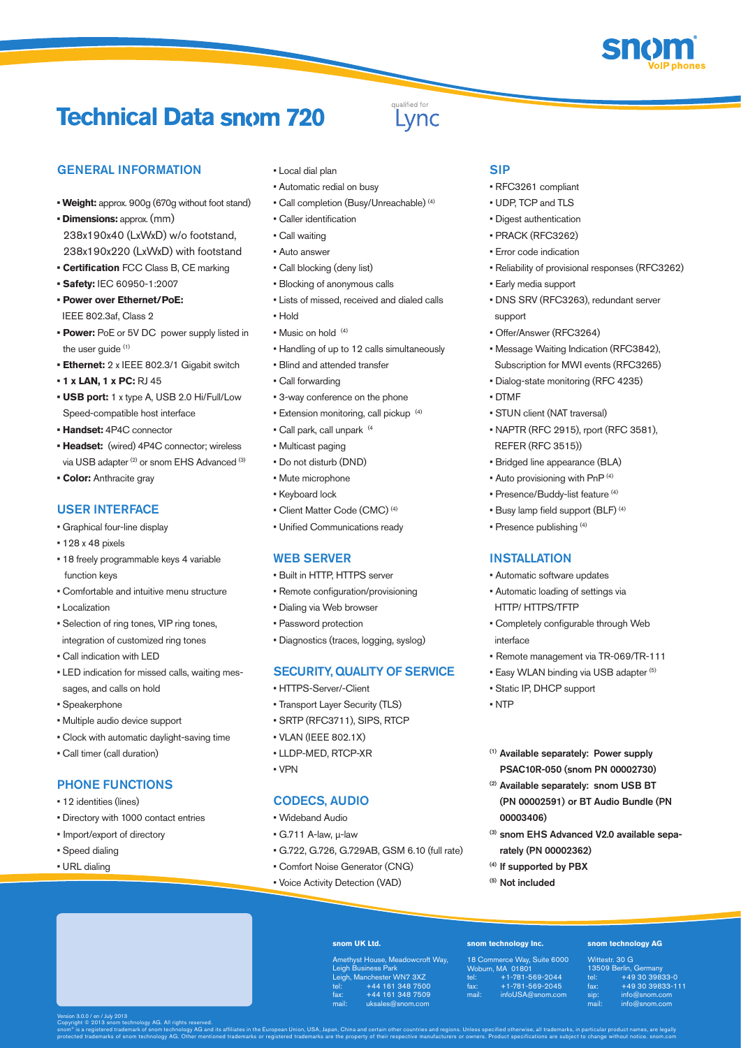# Technical Data snom 720

qualified for Lync

## GENERAL INFORMATION

- **Weight:** approx. 900g (670g without foot stand)
- **Dimensions:** approx. (mm) 238x190x40 (LxWxD) w/o footstand, 238x190x220 (LxWxD) with footstand
- **Certification** FCC Class B, CE marking
- **Safety:** IEC 60950-1:2007
- **Power over Ethernet/PoE:** IEEE 802.3af, Class 2
- **Power:** PoE or 5V DC power supply listed in the user guide [1]
- **Ethernet:** 2 x IEEE 802.3/1 Gigabit switch
- **1 x LAN, 1 x PC:** RJ 45
- **USB port:** 1 x type A, USB 2.0 Hi/Full/Low Speed-compatible host interface
- **Handset:** 4P4C connector
- **Headset:** (wired) 4P4C connector; wireless via USB adapter [2] or snom EHS Advanced [3]
- **Color:** Anthracite gray

## USER INTERFACE

- Graphical four-line display
- 128 x 48 pixels
- 18 freely programmable keys 4 variable function keys
- Comfortable and intuitive menu structure
- Localization
- Selection of ring tones, VIP ring tones, integration of customized ring tones
- Call indication with LED
- LED indication for missed calls, waiting messages, and calls on hold
- Speakerphone
- Multiple audio device support
- Clock with automatic daylight-saving time
- Call timer (call duration)

## PHONE FUNCTIONS

- 12 identities (lines)
- Directory with 1000 contact entries
- Import/export of directory
- Speed dialing
- URL dialing
- Local dial plan
- Automatic redial on busy
- Call completion (Busy/Unreachable) [4]
- Caller identification
- Call waiting
- Auto answer
- Call blocking (deny list)
- Blocking of anonymous calls
- Lists of missed, received and dialed calls
- Hold
- Music on hold [4]
- Handling of up to 12 calls simultaneously
- Blind and attended transfer
- Call forwarding
- 3-way conference on the phone
- Extension monitoring, call pickup [4]
- Call park, call unpark [4]
- Multicast paging
- Do not disturb (DND)
- Mute microphone
- Keyboard lock
- Client Matter Code (CMC) [4]
- Unified Communications ready

## WEB SERVER

- Built in HTTP, HTTPS server
- Remote configuration/provisioning
- Dialing via Web browser
- Password protection
- Diagnostics (traces, logging, syslog)

## SECURITY, QUALITY OF SERVICE

- HTTPS-Server/-Client
- Transport Layer Security (TLS)
- SRTP (RFC3711), SIPS, RTCP
- VLAN (IEEE 802.1X)
- LLDP-MED, RTCP-XR
- VPN

## CODECS, AUDIO

- Wideband Audio
- G.711 A-law, µ-law
- G.722, G.726, G.729AB, GSM 6.10 (full rate)
- Comfort Noise Generator (CNG)
- Voice Activity Detection (VAD)

## SIP

- RFC3261 compliant
- UDP, TCP and TLS
- Digest authentication
- PRACK (RFC3262)
- Error code indication
- Reliability of provisional responses (RFC3262)
- Early media support
- DNS SRV (RFC3263), redundant server support
- Offer/Answer (RFC3264)
- Message Waiting Indication (RFC3842), Subscription for MWI events (RFC3265)
- Dialog-state monitoring (RFC 4235)
- DTMF
- STUN client (NAT traversal)
- NAPTR (RFC 2915), rport (RFC 3581), REFER (RFC 3515))
- Bridged line appearance (BLA)
- Auto provisioning with PnP [4]
- Presence/Buddy-list feature [4]
- Busy lamp field support (BLF) [4]
- Presence publishing [4]

## INSTALLATION

- Automatic software updates
- Automatic loading of settings via HTTP/ HTTPS/TFTP
- Completely configurable through Web interface
- Remote management via TR-069/TR-111
- Easy WLAN binding via USB adapter [5]
- Static IP, DHCP support
- NTP

**[1] Available separately: Power supply PSAC10R-050 (snom PN 00002730)**

**[2] Available separately: snom USB BT (PN 00002591) or BT Audio Bundle (PN 00003406)**

**[3] snom EHS Advanced V2.0 available separately (PN 00002362)**

**[4] If supported by PBX**

**[5] Not included**

**snom UK Ltd.**
Amethyst House, Meadowcroft Way,
Leigh Business Park
Leigh, Manchester WN7 3XZ
tel: +44 161 348 7500
fax: +44 161 348 7509
mail: uksales@snom.com

**snom technology Inc.**
18 Commerce Way, Suite 6000
Woburn, MA 01801
tel: +1-781-569-2044
fax: +1-781-569-2045
mail: infoUSA@snom.com

**snom technology AG**
Wittestr. 30 G
13509 Berlin, Germany
tel: +49 30 39833-0
fax: +49 30 39833-111
sip: info@snom.com
mail: info@snom.com

Version 3.0.0 / en / July 2013
Copyright © 2013 snom technology AG. All rights reserved.
snom® is a registered trademark of snom technology AG and its affiliates in the European Union, USA, Japan, China and certain other countries and regions. Unless specified otherwise, all trademarks, in particular product names, are legally protected trademarks of snom technology AG. Other mentioned trademarks or registered trademarks are the property of their respective manufacturers or owners. Product specifications are subject to change without notice. snom.com